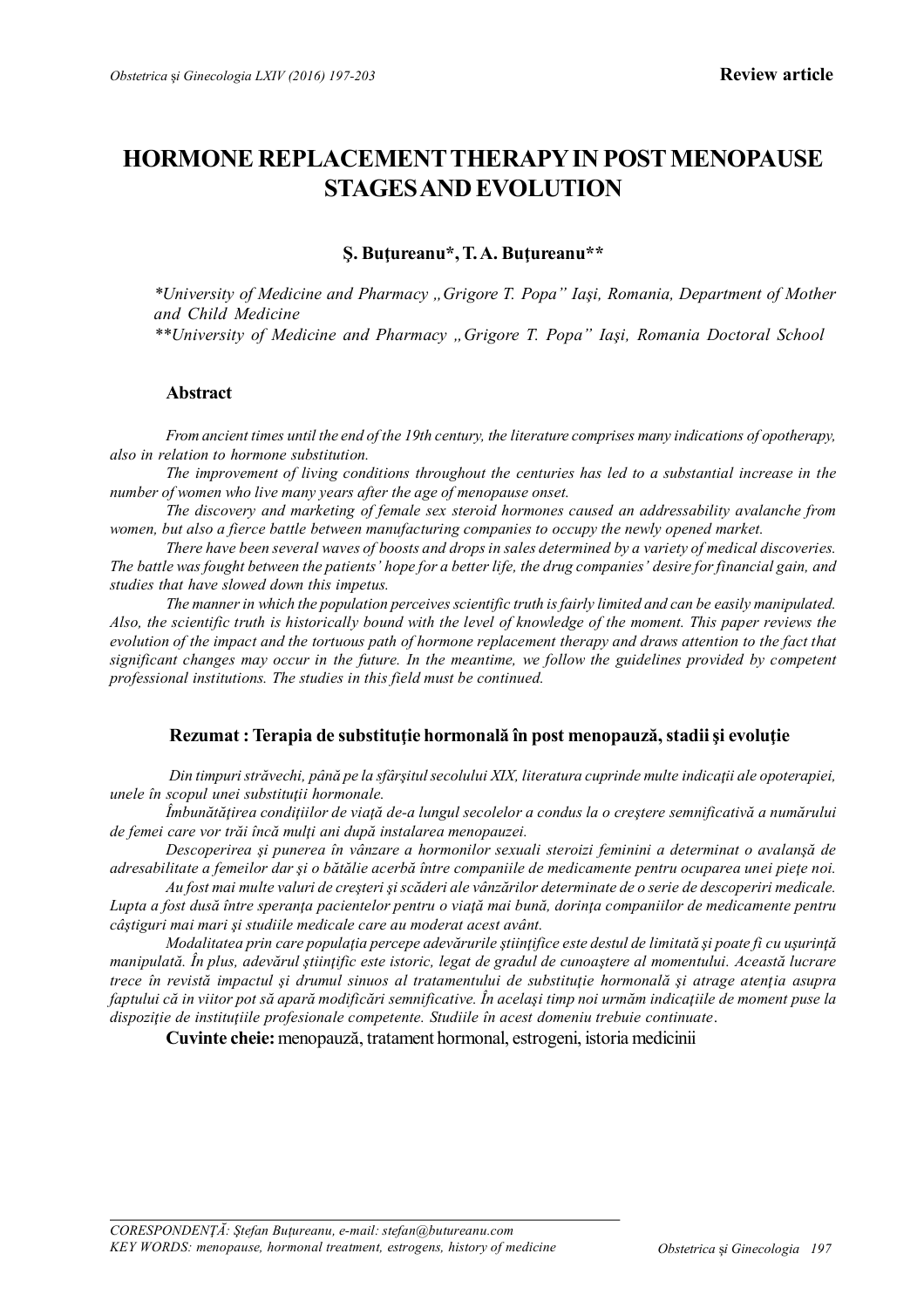Review article

# HORMONE REPLACEMENT THERAPY IN POST MENOPAUSE STAGES AND EVOLUTION

**Ş. Buţureanu\*, T. A. Buţureanu\*\***

*\*University of Medicine and Pharmacy „Grigore T. Popa" Iaşi, Romania, Department of Mother and Child Medicine*
*\*\*University of Medicine and Pharmacy „Grigore T. Popa" Iaşi, Romania Doctoral School*

## Abstract

*From ancient times until the end of the 19th century, the literature comprises many indications of opotherapy, also in relation to hormone substitution.*

*The improvement of living conditions throughout the centuries has led to a substantial increase in the number of women who live many years after the age of menopause onset.*

*The discovery and marketing of female sex steroid hormones caused an addressability avalanche from women, but also a fierce battle between manufacturing companies to occupy the newly opened market.*

*There have been several waves of boosts and drops in sales determined by a variety of medical discoveries. The battle was fought between the patients' hope for a better life, the drug companies' desire for financial gain, and studies that have slowed down this impetus.*

*The manner in which the population perceives scientific truth is fairly limited and can be easily manipulated. Also, the scientific truth is historically bound with the level of knowledge of the moment. This paper reviews the evolution of the impact and the tortuous path of hormone replacement therapy and draws attention to the fact that significant changes may occur in the future. In the meantime, we follow the guidelines provided by competent professional institutions. The studies in this field must be continued.*

## Rezumat : Terapia de substituţie hormonală în post menopauză, stadii şi evoluţie

*Din timpuri străvechi, până pe la sfârşitul secolului XIX, literatura cuprinde multe indicaţii ale opoterapiei, unele în scopul unei substituţii hormonale.*

*Îmbunătăţirea condiţiilor de viaţă de-a lungul secolelor a condus la o creştere semnificativă a numărului de femei care vor trăi încă mulţi ani după instalarea menopauzei.*

*Descoperirea şi punerea în vânzare a hormonilor sexuali steroizi feminini a determinat o avalanşă de adresabilitate a femeilor dar şi o bătălie acerbă între companiile de medicamente pentru ocuparea unei pieţe noi.*

*Au fost mai multe valuri de creşteri şi scăderi ale vânzărilor determinate de o serie de descoperiri medicale. Lupta a fost dusă între speranţa pacientelor pentru o viaţă mai bună, dorinţa companiilor de medicamente pentru câştiguri mai mari şi studiile medicale care au moderat acest avânt.*

*Modalitatea prin care populaţia percepe adevărurile ştiinţifice este destul de limitată şi poate fi cu uşurinţă manipulată. În plus, adevărul ştiinţific este istoric, legat de gradul de cunoaştere al momentului. Această lucrare trece în revistă impactul şi drumul sinuos al tratamentului de substituţie hormonală şi atrage atenţia asupra faptului că in viitor pot să apară modificări semnificative. În acelaşi timp noi urmăm indicaţiile de moment puse la dispoziţie de instituţiile profesionale competente. Studiile în acest domeniu trebuie continuate.*

**Cuvinte cheie:** menopauză, tratament hormonal, estrogeni, istoria medicinii

---

*CORESPONDENŢĂ: Ştefan Buţureanu, e-mail: stefan@butureanu.com*
*KEY WORDS: menopause, hormonal treatment, estrogens, history of medicine*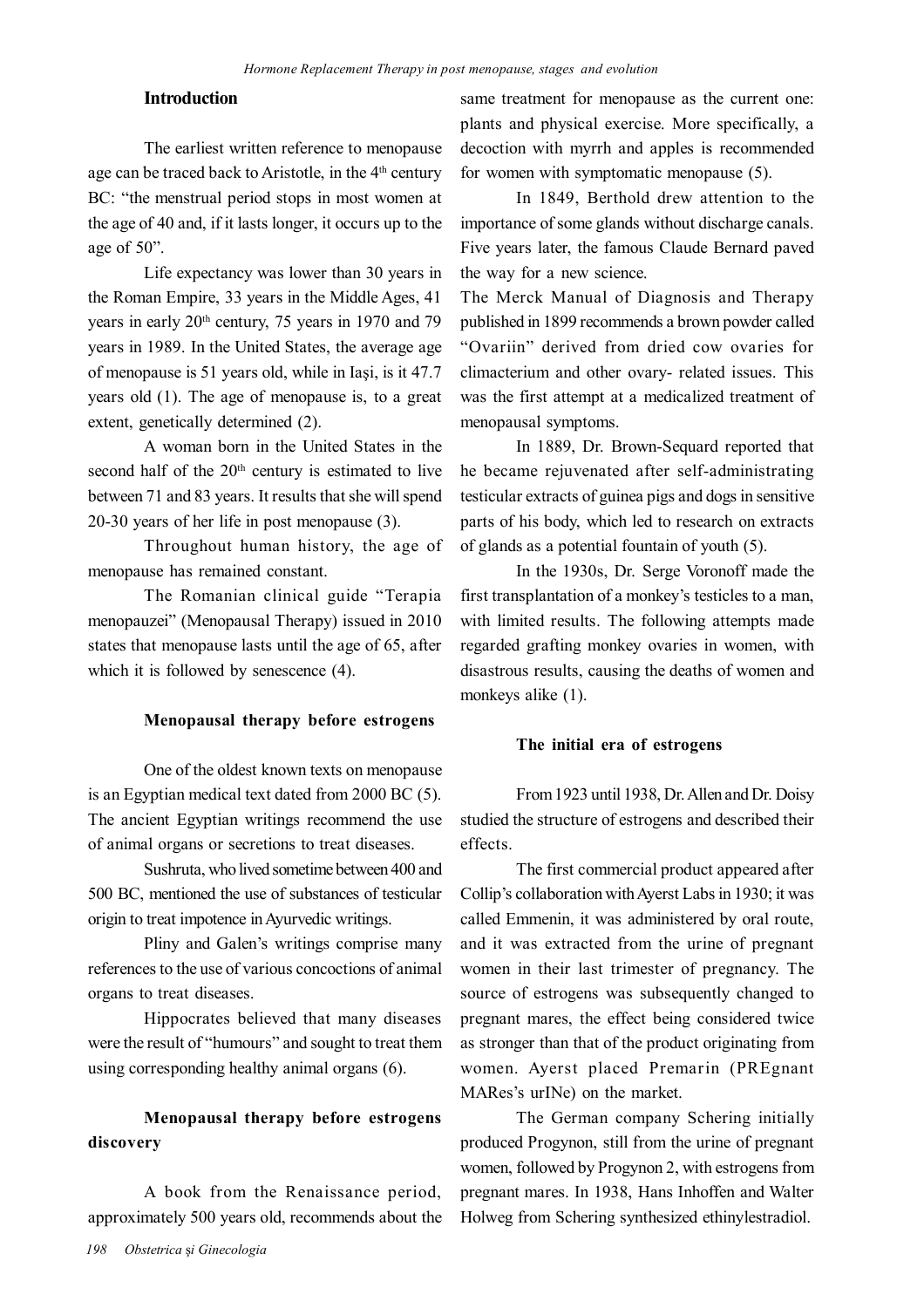## Introduction

The earliest written reference to menopause age can be traced back to Aristotle, in the 4th century BC: "the menstrual period stops in most women at the age of 40 and, if it lasts longer, it occurs up to the age of 50".

Life expectancy was lower than 30 years in the Roman Empire, 33 years in the Middle Ages, 41 years in early 20th century, 75 years in 1970 and 79 years in 1989. In the United States, the average age of menopause is 51 years old, while in Iași, is it 47.7 years old (1). The age of menopause is, to a great extent, genetically determined (2).

A woman born in the United States in the second half of the 20th century is estimated to live between 71 and 83 years. It results that she will spend 20-30 years of her life in post menopause (3).

Throughout human history, the age of menopause has remained constant.

The Romanian clinical guide "Terapia menopauzei" (Menopausal Therapy) issued in 2010 states that menopause lasts until the age of 65, after which it is followed by senescence (4).

### Menopausal therapy before estrogens

One of the oldest known texts on menopause is an Egyptian medical text dated from 2000 BC (5). The ancient Egyptian writings recommend the use of animal organs or secretions to treat diseases.

Sushruta, who lived sometime between 400 and 500 BC, mentioned the use of substances of testicular origin to treat impotence in Ayurvedic writings.

Pliny and Galen's writings comprise many references to the use of various concoctions of animal organs to treat diseases.

Hippocrates believed that many diseases were the result of "humours" and sought to treat them using corresponding healthy animal organs (6).

### Menopausal therapy before estrogens discovery

A book from the Renaissance period, approximately 500 years old, recommends about the same treatment for menopause as the current one: plants and physical exercise. More specifically, a decoction with myrrh and apples is recommended for women with symptomatic menopause (5).

In 1849, Berthold drew attention to the importance of some glands without discharge canals. Five years later, the famous Claude Bernard paved the way for a new science.

The Merck Manual of Diagnosis and Therapy published in 1899 recommends a brown powder called "Ovariin" derived from dried cow ovaries for climacterium and other ovary- related issues. This was the first attempt at a medicalized treatment of menopausal symptoms.

In 1889, Dr. Brown-Sequard reported that he became rejuvenated after self-administrating testicular extracts of guinea pigs and dogs in sensitive parts of his body, which led to research on extracts of glands as a potential fountain of youth (5).

In the 1930s, Dr. Serge Voronoff made the first transplantation of a monkey's testicles to a man, with limited results. The following attempts made regarded grafting monkey ovaries in women, with disastrous results, causing the deaths of women and monkeys alike (1).

### The initial era of estrogens

From 1923 until 1938, Dr. Allen and Dr. Doisy studied the structure of estrogens and described their effects.

The first commercial product appeared after Collip's collaboration with Ayerst Labs in 1930; it was called Emmenin, it was administered by oral route, and it was extracted from the urine of pregnant women in their last trimester of pregnancy. The source of estrogens was subsequently changed to pregnant mares, the effect being considered twice as stronger than that of the product originating from women. Ayerst placed Premarin (PREgnant MARes's urINe) on the market.

The German company Schering initially produced Progynon, still from the urine of pregnant women, followed by Progynon 2, with estrogens from pregnant mares. In 1938, Hans Inhoffen and Walter Holweg from Schering synthesized ethinylestradiol.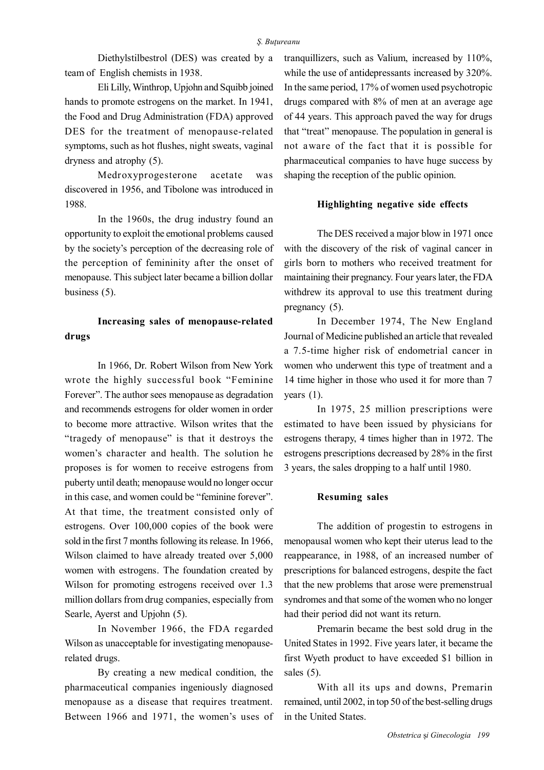Diethylstilbestrol (DES) was created by a team of English chemists in 1938.

Eli Lilly, Winthrop, Upjohn and Squibb joined hands to promote estrogens on the market. In 1941, the Food and Drug Administration (FDA) approved DES for the treatment of menopause-related symptoms, such as hot flushes, night sweats, vaginal dryness and atrophy (5).

Medroxyprogesterone acetate was discovered in 1956, and Tibolone was introduced in 1988.

In the 1960s, the drug industry found an opportunity to exploit the emotional problems caused by the society's perception of the decreasing role of the perception of femininity after the onset of menopause. This subject later became a billion dollar business (5).

### Increasing sales of menopause-related drugs

In 1966, Dr. Robert Wilson from New York wrote the highly successful book "Feminine Forever". The author sees menopause as degradation and recommends estrogens for older women in order to become more attractive. Wilson writes that the "tragedy of menopause" is that it destroys the women's character and health. The solution he proposes is for women to receive estrogens from puberty until death; menopause would no longer occur in this case, and women could be "feminine forever". At that time, the treatment consisted only of estrogens. Over 100,000 copies of the book were sold in the first 7 months following its release. In 1966, Wilson claimed to have already treated over 5,000 women with estrogens. The foundation created by Wilson for promoting estrogens received over 1.3 million dollars from drug companies, especially from Searle, Ayerst and Upjohn (5).

In November 1966, the FDA regarded Wilson as unacceptable for investigating menopause-related drugs.

By creating a new medical condition, the pharmaceutical companies ingeniously diagnosed menopause as a disease that requires treatment. Between 1966 and 1971, the women's uses of tranquillizers, such as Valium, increased by 110%, while the use of antidepressants increased by 320%. In the same period, 17% of women used psychotropic drugs compared with 8% of men at an average age of 44 years. This approach paved the way for drugs that "treat" menopause. The population in general is not aware of the fact that it is possible for pharmaceutical companies to have huge success by shaping the reception of the public opinion.

### Highlighting negative side effects

The DES received a major blow in 1971 once with the discovery of the risk of vaginal cancer in girls born to mothers who received treatment for maintaining their pregnancy. Four years later, the FDA withdrew its approval to use this treatment during pregnancy (5).

In December 1974, The New England Journal of Medicine published an article that revealed a 7.5-time higher risk of endometrial cancer in women who underwent this type of treatment and a 14 time higher in those who used it for more than 7 years (1).

In 1975, 25 million prescriptions were estimated to have been issued by physicians for estrogens therapy, 4 times higher than in 1972. The estrogens prescriptions decreased by 28% in the first 3 years, the sales dropping to a half until 1980.

### Resuming sales

The addition of progestin to estrogens in menopausal women who kept their uterus lead to the reappearance, in 1988, of an increased number of prescriptions for balanced estrogens, despite the fact that the new problems that arose were premenstrual syndromes and that some of the women who no longer had their period did not want its return.

Premarin became the best sold drug in the United States in 1992. Five years later, it became the first Wyeth product to have exceeded \$1 billion in sales (5).

With all its ups and downs, Premarin remained, until 2002, in top 50 of the best-selling drugs in the United States.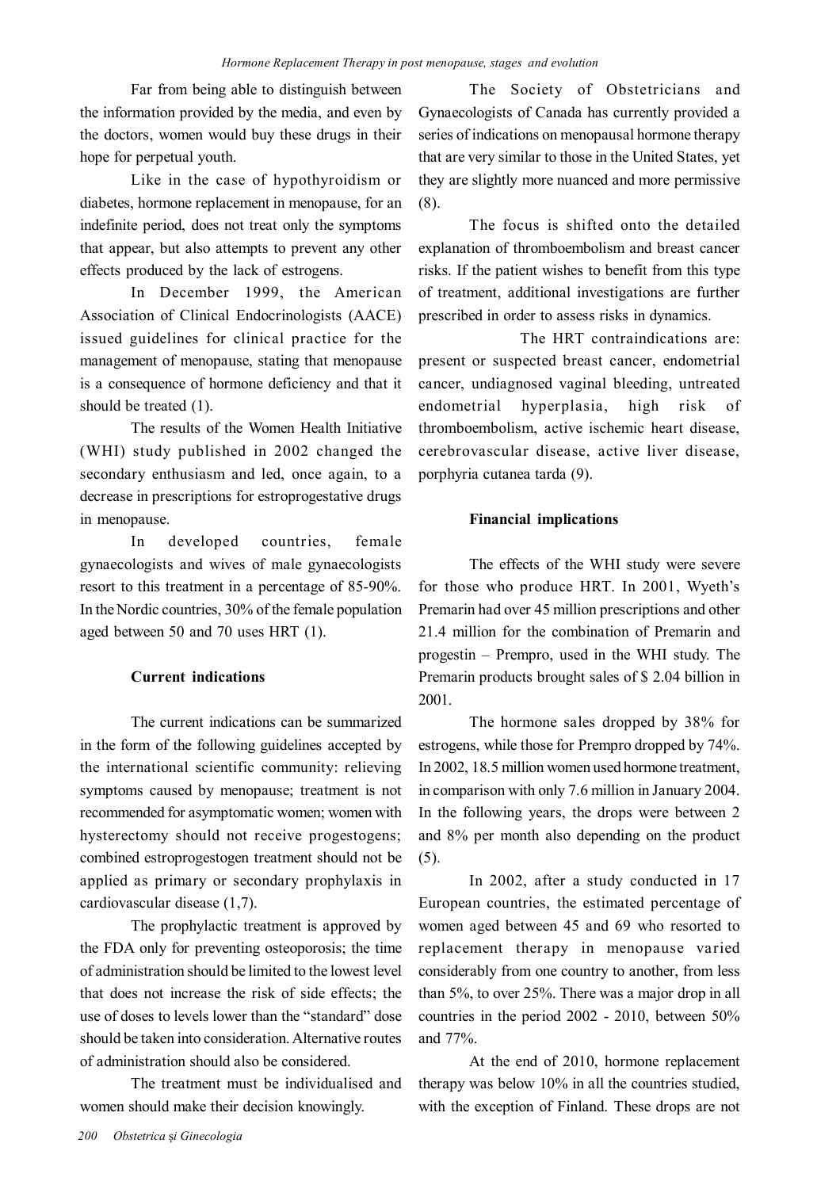Far from being able to distinguish between the information provided by the media, and even by the doctors, women would buy these drugs in their hope for perpetual youth.

Like in the case of hypothyroidism or diabetes, hormone replacement in menopause, for an indefinite period, does not treat only the symptoms that appear, but also attempts to prevent any other effects produced by the lack of estrogens.

In December 1999, the American Association of Clinical Endocrinologists (AACE) issued guidelines for clinical practice for the management of menopause, stating that menopause is a consequence of hormone deficiency and that it should be treated (1).

The results of the Women Health Initiative (WHI) study published in 2002 changed the secondary enthusiasm and led, once again, to a decrease in prescriptions for estroprogestative drugs in menopause.

In developed countries, female gynaecologists and wives of male gynaecologists resort to this treatment in a percentage of 85-90%. In the Nordic countries, 30% of the female population aged between 50 and 70 uses HRT (1).

**Current indications**

The current indications can be summarized in the form of the following guidelines accepted by the international scientific community: relieving symptoms caused by menopause; treatment is not recommended for asymptomatic women; women with hysterectomy should not receive progestogens; combined estroprogestogen treatment should not be applied as primary or secondary prophylaxis in cardiovascular disease (1,7).

The prophylactic treatment is approved by the FDA only for preventing osteoporosis; the time of administration should be limited to the lowest level that does not increase the risk of side effects; the use of doses to levels lower than the "standard" dose should be taken into consideration. Alternative routes of administration should also be considered.

The treatment must be individualised and women should make their decision knowingly.

The Society of Obstetricians and Gynaecologists of Canada has currently provided a series of indications on menopausal hormone therapy that are very similar to those in the United States, yet they are slightly more nuanced and more permissive (8).

The focus is shifted onto the detailed explanation of thromboembolism and breast cancer risks. If the patient wishes to benefit from this type of treatment, additional investigations are further prescribed in order to assess risks in dynamics.

The HRT contraindications are: present or suspected breast cancer, endometrial cancer, undiagnosed vaginal bleeding, untreated endometrial hyperplasia, high risk of thromboembolism, active ischemic heart disease, cerebrovascular disease, active liver disease, porphyria cutanea tarda (9).

**Financial implications**

The effects of the WHI study were severe for those who produce HRT. In 2001, Wyeth's Premarin had over 45 million prescriptions and other 21.4 million for the combination of Premarin and progestin – Prempro, used in the WHI study. The Premarin products brought sales of $ 2.04 billion in 2001.

The hormone sales dropped by 38% for estrogens, while those for Prempro dropped by 74%. In 2002, 18.5 million women used hormone treatment, in comparison with only 7.6 million in January 2004. In the following years, the drops were between 2 and 8% per month also depending on the product (5).

In 2002, after a study conducted in 17 European countries, the estimated percentage of women aged between 45 and 69 who resorted to replacement therapy in menopause varied considerably from one country to another, from less than 5%, to over 25%. There was a major drop in all countries in the period 2002 - 2010, between 50% and 77%.

At the end of 2010, hormone replacement therapy was below 10% in all the countries studied, with the exception of Finland. These drops are not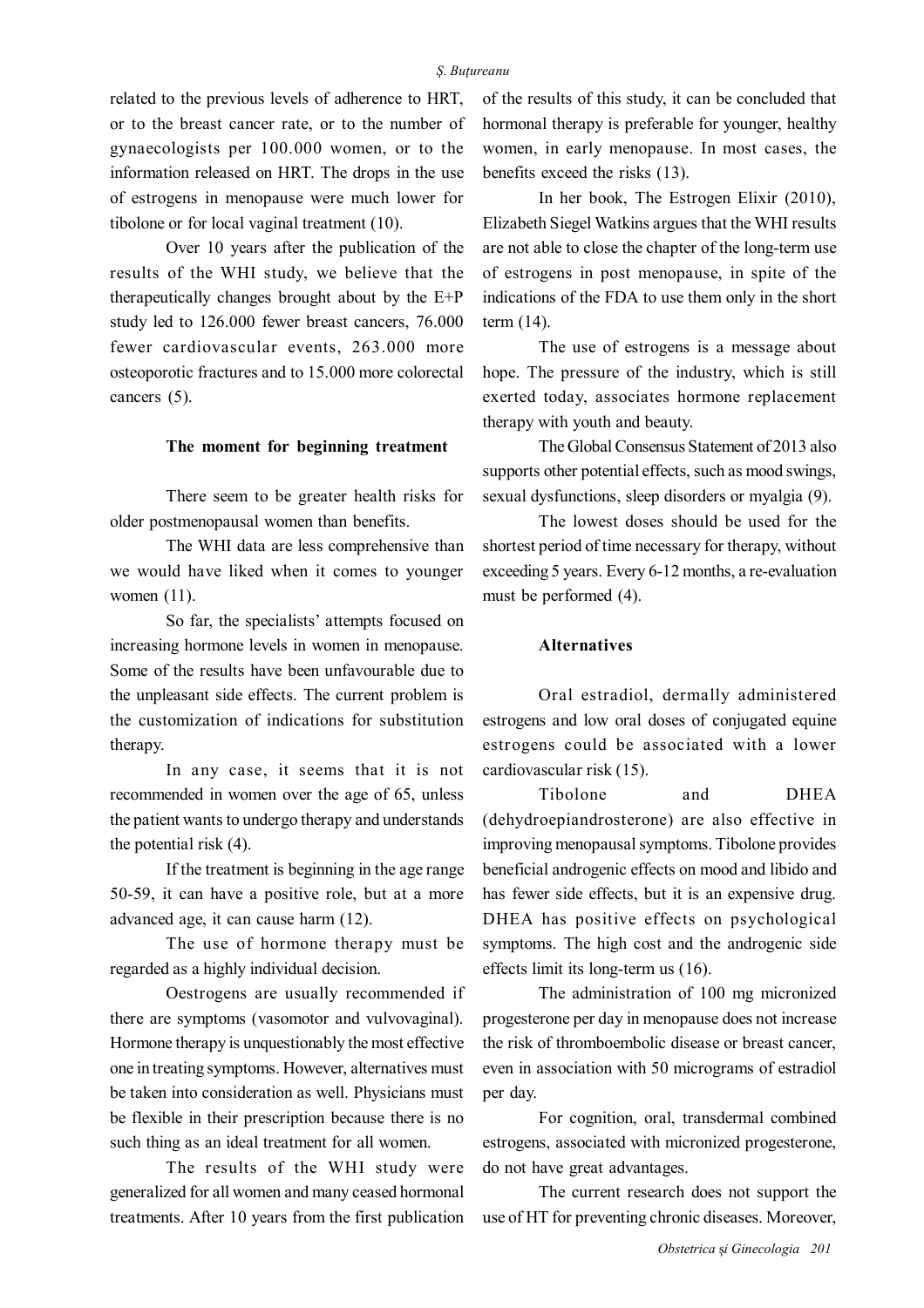related to the previous levels of adherence to HRT, or to the breast cancer rate, or to the number of gynaecologists per 100.000 women, or to the information released on HRT. The drops in the use of estrogens in menopause were much lower for tibolone or for local vaginal treatment (10).

Over 10 years after the publication of the results of the WHI study, we believe that the therapeutically changes brought about by the E+P study led to 126.000 fewer breast cancers, 76.000 fewer cardiovascular events, 263.000 more osteoporotic fractures and to 15.000 more colorectal cancers (5).

### The moment for beginning treatment

There seem to be greater health risks for older postmenopausal women than benefits.

The WHI data are less comprehensive than we would have liked when it comes to younger women (11).

So far, the specialists' attempts focused on increasing hormone levels in women in menopause. Some of the results have been unfavourable due to the unpleasant side effects. The current problem is the customization of indications for substitution therapy.

In any case, it seems that it is not recommended in women over the age of 65, unless the patient wants to undergo therapy and understands the potential risk (4).

If the treatment is beginning in the age range 50-59, it can have a positive role, but at a more advanced age, it can cause harm (12).

The use of hormone therapy must be regarded as a highly individual decision.

Oestrogens are usually recommended if there are symptoms (vasomotor and vulvovaginal). Hormone therapy is unquestionably the most effective one in treating symptoms. However, alternatives must be taken into consideration as well. Physicians must be flexible in their prescription because there is no such thing as an ideal treatment for all women.

The results of the WHI study were generalized for all women and many ceased hormonal treatments. After 10 years from the first publication of the results of this study, it can be concluded that hormonal therapy is preferable for younger, healthy women, in early menopause. In most cases, the benefits exceed the risks (13).

In her book, The Estrogen Elixir (2010), Elizabeth Siegel Watkins argues that the WHI results are not able to close the chapter of the long-term use of estrogens in post menopause, in spite of the indications of the FDA to use them only in the short term (14).

The use of estrogens is a message about hope. The pressure of the industry, which is still exerted today, associates hormone replacement therapy with youth and beauty.

The Global Consensus Statement of 2013 also supports other potential effects, such as mood swings, sexual dysfunctions, sleep disorders or myalgia (9).

The lowest doses should be used for the shortest period of time necessary for therapy, without exceeding 5 years. Every 6-12 months, a re-evaluation must be performed (4).

### Alternatives

Oral estradiol, dermally administered estrogens and low oral doses of conjugated equine estrogens could be associated with a lower cardiovascular risk (15).

Tibolone and DHEA (dehydroepiandrosterone) are also effective in improving menopausal symptoms. Tibolone provides beneficial androgenic effects on mood and libido and has fewer side effects, but it is an expensive drug. DHEA has positive effects on psychological symptoms. The high cost and the androgenic side effects limit its long-term us (16).

The administration of 100 mg micronized progesterone per day in menopause does not increase the risk of thromboembolic disease or breast cancer, even in association with 50 micrograms of estradiol per day.

For cognition, oral, transdermal combined estrogens, associated with micronized progesterone, do not have great advantages.

The current research does not support the use of HT for preventing chronic diseases. Moreover,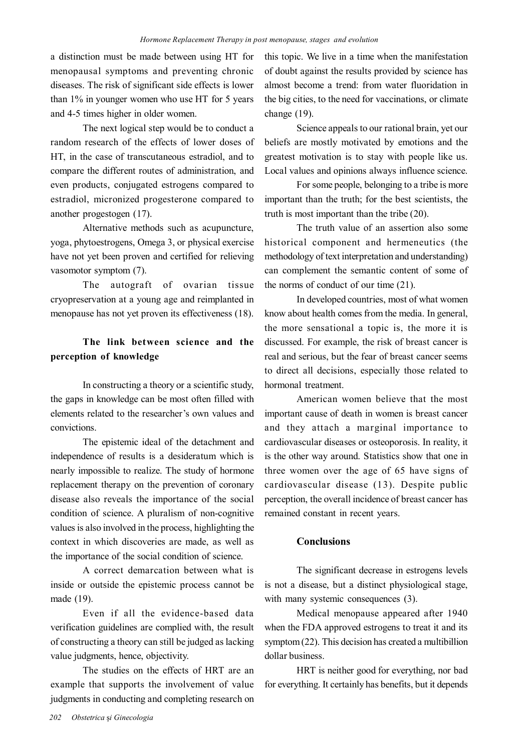a distinction must be made between using HT for menopausal symptoms and preventing chronic diseases. The risk of significant side effects is lower than 1% in younger women who use HT for 5 years and 4-5 times higher in older women.

The next logical step would be to conduct a random research of the effects of lower doses of HT, in the case of transcutaneous estradiol, and to compare the different routes of administration, and even products, conjugated estrogens compared to estradiol, micronized progesterone compared to another progestogen (17).

Alternative methods such as acupuncture, yoga, phytoestrogens, Omega 3, or physical exercise have not yet been proven and certified for relieving vasomotor symptom (7).

The autograft of ovarian tissue cryopreservation at a young age and reimplanted in menopause has not yet proven its effectiveness (18).

## The link between science and the perception of knowledge

In constructing a theory or a scientific study, the gaps in knowledge can be most often filled with elements related to the researcher's own values and convictions.

The epistemic ideal of the detachment and independence of results is a desideratum which is nearly impossible to realize. The study of hormone replacement therapy on the prevention of coronary disease also reveals the importance of the social condition of science. A pluralism of non-cognitive values is also involved in the process, highlighting the context in which discoveries are made, as well as the importance of the social condition of science.

A correct demarcation between what is inside or outside the epistemic process cannot be made (19).

Even if all the evidence-based data verification guidelines are complied with, the result of constructing a theory can still be judged as lacking value judgments, hence, objectivity.

The studies on the effects of HRT are an example that supports the involvement of value judgments in conducting and completing research on this topic. We live in a time when the manifestation of doubt against the results provided by science has almost become a trend: from water fluoridation in the big cities, to the need for vaccinations, or climate change (19).

Science appeals to our rational brain, yet our beliefs are mostly motivated by emotions and the greatest motivation is to stay with people like us. Local values and opinions always influence science.

For some people, belonging to a tribe is more important than the truth; for the best scientists, the truth is most important than the tribe (20).

The truth value of an assertion also some historical component and hermeneutics (the methodology of text interpretation and understanding) can complement the semantic content of some of the norms of conduct of our time (21).

In developed countries, most of what women know about health comes from the media. In general, the more sensational a topic is, the more it is discussed. For example, the risk of breast cancer is real and serious, but the fear of breast cancer seems to direct all decisions, especially those related to hormonal treatment.

American women believe that the most important cause of death in women is breast cancer and they attach a marginal importance to cardiovascular diseases or osteoporosis. In reality, it is the other way around. Statistics show that one in three women over the age of 65 have signs of cardiovascular disease (13). Despite public perception, the overall incidence of breast cancer has remained constant in recent years.

## Conclusions

The significant decrease in estrogens levels is not a disease, but a distinct physiological stage, with many systemic consequences (3).

Medical menopause appeared after 1940 when the FDA approved estrogens to treat it and its symptom (22). This decision has created a multibillion dollar business.

HRT is neither good for everything, nor bad for everything. It certainly has benefits, but it depends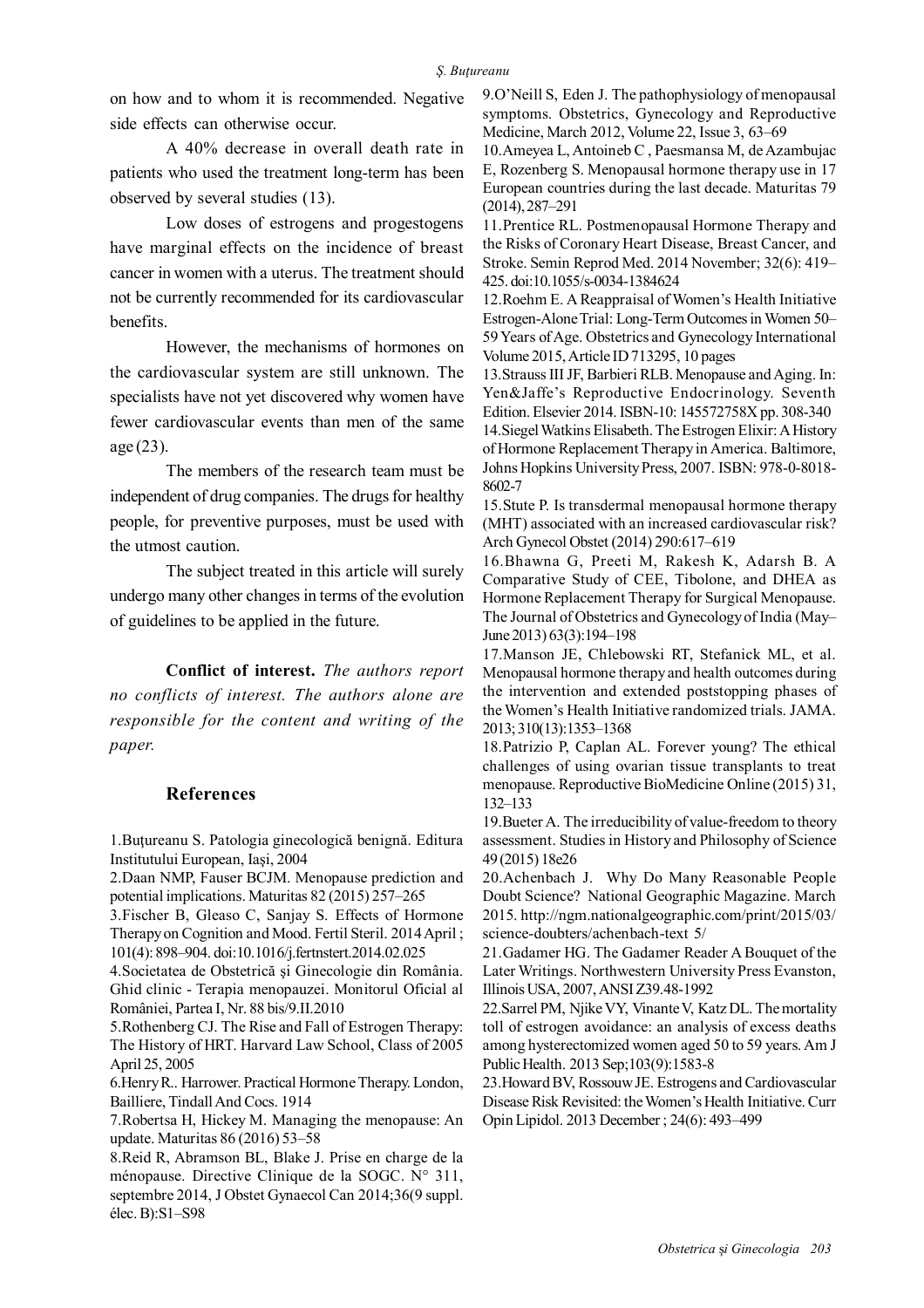on how and to whom it is recommended. Negative side effects can otherwise occur.

A 40% decrease in overall death rate in patients who used the treatment long-term has been observed by several studies (13).

Low doses of estrogens and progestogens have marginal effects on the incidence of breast cancer in women with a uterus. The treatment should not be currently recommended for its cardiovascular benefits.

However, the mechanisms of hormones on the cardiovascular system are still unknown. The specialists have not yet discovered why women have fewer cardiovascular events than men of the same age (23).

The members of the research team must be independent of drug companies. The drugs for healthy people, for preventive purposes, must be used with the utmost caution.

The subject treated in this article will surely undergo many other changes in terms of the evolution of guidelines to be applied in the future.

**Conflict of interest.** *The authors report no conflicts of interest. The authors alone are responsible for the content and writing of the paper.*

## References

1.Buţureanu S. Patologia ginecologică benignă. Editura Institutului European, Iaşi, 2004

2.Daan NMP, Fauser BCJM. Menopause prediction and potential implications. Maturitas 82 (2015) 257–265

3.Fischer B, Gleaso C, Sanjay S. Effects of Hormone Therapy on Cognition and Mood. Fertil Steril. 2014 April ; 101(4): 898–904. doi:10.1016/j.fertnstert.2014.02.025

4.Societatea de Obstetrică şi Ginecologie din România. Ghid clinic - Terapia menopauzei. Monitorul Oficial al României, Partea I, Nr. 88 bis/9.II.2010

5.Rothenberg CJ. The Rise and Fall of Estrogen Therapy: The History of HRT. Harvard Law School, Class of 2005 April 25, 2005

6.Henry R.. Harrower. Practical Hormone Therapy. London, Bailliere, Tindall And Cocs. 1914

7.Robertsa H, Hickey M. Managing the menopause: An update. Maturitas 86 (2016) 53–58

8.Reid R, Abramson BL, Blake J. Prise en charge de la ménopause. Directive Clinique de la SOGC. N° 311, septembre 2014, J Obstet Gynaecol Can 2014;36(9 suppl. élec. B):S1–S98

9.O'Neill S, Eden J. The pathophysiology of menopausal symptoms. Obstetrics, Gynecology and Reproductive Medicine, March 2012, Volume 22, Issue 3, 63–69

10.Ameyea L, Antoineb C , Paesmansa M, de Azambujac E, Rozenberg S. Menopausal hormone therapy use in 17 European countries during the last decade. Maturitas 79 (2014), 287–291

11.Prentice RL. Postmenopausal Hormone Therapy and the Risks of Coronary Heart Disease, Breast Cancer, and Stroke. Semin Reprod Med. 2014 November; 32(6): 419–425. doi:10.1055/s-0034-1384624

12.Roehm E. A Reappraisal of Women's Health Initiative Estrogen-Alone Trial: Long-Term Outcomes in Women 50–59 Years of Age. Obstetrics and Gynecology International Volume 2015, Article ID 713295, 10 pages

13.Strauss III JF, Barbieri RLB. Menopause and Aging. In: Yen&Jaffe's Reproductive Endocrinology. Seventh Edition. Elsevier 2014. ISBN-10: 145572758X pp. 308-340

14.Siegel Watkins Elisabeth. The Estrogen Elixir: A History of Hormone Replacement Therapy in America. Baltimore, Johns Hopkins University Press, 2007. ISBN: 978-0-8018-8602-7

15.Stute P. Is transdermal menopausal hormone therapy (MHT) associated with an increased cardiovascular risk? Arch Gynecol Obstet (2014) 290:617–619

16.Bhawna G, Preeti M, Rakesh K, Adarsh B. A Comparative Study of CEE, Tibolone, and DHEA as Hormone Replacement Therapy for Surgical Menopause. The Journal of Obstetrics and Gynecology of India (May–June 2013) 63(3):194–198

17.Manson JE, Chlebowski RT, Stefanick ML, et al. Menopausal hormone therapy and health outcomes during the intervention and extended poststopping phases of the Women's Health Initiative randomized trials. JAMA. 2013; 310(13):1353–1368

18.Patrizio P, Caplan AL. Forever young? The ethical challenges of using ovarian tissue transplants to treat menopause. Reproductive BioMedicine Online (2015) 31, 132–133

19.Bueter A. The irreducibility of value-freedom to theory assessment. Studies in History and Philosophy of Science 49 (2015) 18e26

20.Achenbach J. Why Do Many Reasonable People Doubt Science? National Geographic Magazine. March 2015. http://ngm.nationalgeographic.com/print/2015/03/science-doubters/achenbach-text 5/

21.Gadamer HG. The Gadamer Reader A Bouquet of the Later Writings. Northwestern University Press Evanston, Illinois USA, 2007, ANSI Z39.48-1992

22.Sarrel PM, Njike VY, Vinante V, Katz DL. The mortality toll of estrogen avoidance: an analysis of excess deaths among hysterectomized women aged 50 to 59 years. Am J Public Health. 2013 Sep;103(9):1583-8

23.Howard BV, Rossouw JE. Estrogens and Cardiovascular Disease Risk Revisited: the Women's Health Initiative. Curr Opin Lipidol. 2013 December ; 24(6): 493–499